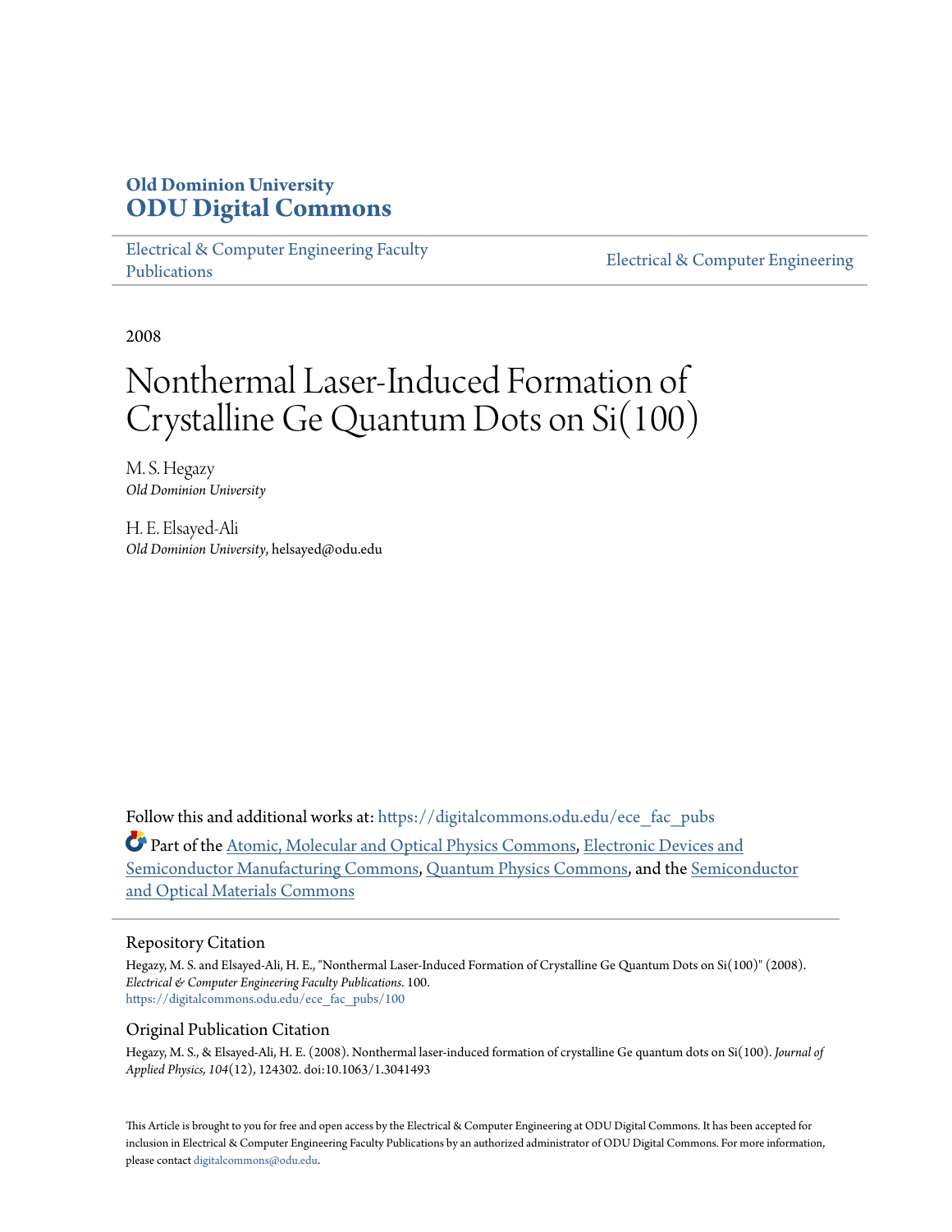**Old Dominion University**
**ODU Digital Commons**

Electrical & Computer Engineering Faculty Publications

Electrical & Computer Engineering

2008

# Nonthermal Laser-Induced Formation of Crystalline Ge Quantum Dots on Si(100)

M. S. Hegazy
*Old Dominion University*

H. E. Elsayed-Ali
*Old Dominion University*, helsayed@odu.edu

Follow this and additional works at: https://digitalcommons.odu.edu/ece_fac_pubs

Part of the Atomic, Molecular and Optical Physics Commons, Electronic Devices and Semiconductor Manufacturing Commons, Quantum Physics Commons, and the Semiconductor and Optical Materials Commons

## Repository Citation

Hegazy, M. S. and Elsayed-Ali, H. E., "Nonthermal Laser-Induced Formation of Crystalline Ge Quantum Dots on Si(100)" (2008). *Electrical & Computer Engineering Faculty Publications*. 100.
https://digitalcommons.odu.edu/ece_fac_pubs/100

## Original Publication Citation

Hegazy, M. S., & Elsayed-Ali, H. E. (2008). Nonthermal laser-induced formation of crystalline Ge quantum dots on Si(100). *Journal of Applied Physics, 104*(12), 124302. doi:10.1063/1.3041493

This Article is brought to you for free and open access by the Electrical & Computer Engineering at ODU Digital Commons. It has been accepted for inclusion in Electrical & Computer Engineering Faculty Publications by an authorized administrator of ODU Digital Commons. For more information, please contact digitalcommons@odu.edu.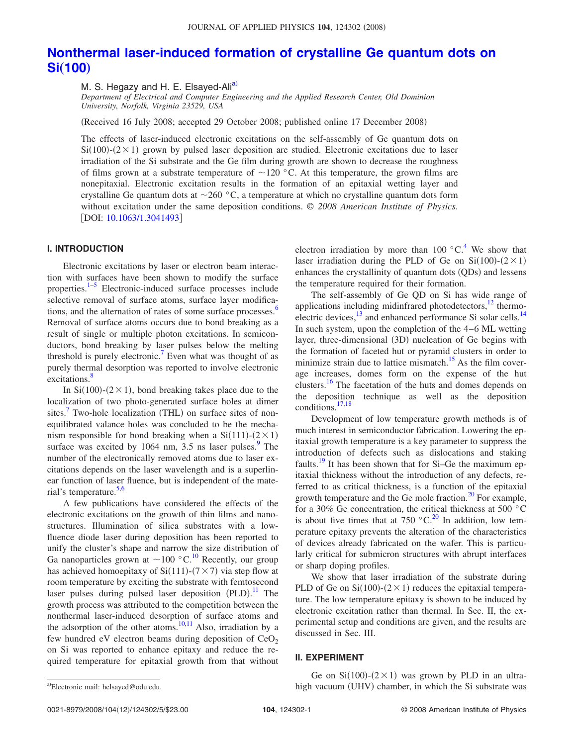# Nonthermal laser-induced formation of crystalline Ge quantum dots on Si(100)

M. S. Hegazy and H. E. Elsayed-Ali[a]

*Department of Electrical and Computer Engineering and the Applied Research Center, Old Dominion University, Norfolk, Virginia 23529, USA*

(Received 16 July 2008; accepted 29 October 2008; published online 17 December 2008)

The effects of laser-induced electronic excitations on the self-assembly of Ge quantum dots on Si(100)-(2×1) grown by pulsed laser deposition are studied. Electronic excitations due to laser irradiation of the Si substrate and the Ge film during growth are shown to decrease the roughness of films grown at a substrate temperature of ~120 °C. At this temperature, the grown films are nonepitaxial. Electronic excitation results in the formation of an epitaxial wetting layer and crystalline Ge quantum dots at ~260 °C, a temperature at which no crystalline quantum dots form without excitation under the same deposition conditions. *© 2008 American Institute of Physics.* [DOI: 10.1063/1.3041493]

## I. INTRODUCTION

Electronic excitations by laser or electron beam interaction with surfaces have been shown to modify the surface properties.[1–5] Electronic-induced surface processes include selective removal of surface atoms, surface layer modifications, and the alternation of rates of some surface processes.[6] Removal of surface atoms occurs due to bond breaking as a result of single or multiple photon excitations. In semiconductors, bond breaking by laser pulses below the melting threshold is purely electronic.[7] Even what was thought of as purely thermal desorption was reported to involve electronic excitations.[8]

In Si(100)-(2×1), bond breaking takes place due to the localization of two photo-generated surface holes at dimer sites.[7] Two-hole localization (THL) on surface sites of nonequilibrated valance holes was concluded to be the mechanism responsible for bond breaking when a Si(111)-(2×1) surface was excited by 1064 nm, 3.5 ns laser pulses.[9] The number of the electronically removed atoms due to laser excitations depends on the laser wavelength and is a superlinear function of laser fluence, but is independent of the material's temperature.[5,6]

A few publications have considered the effects of the electronic excitations on the growth of thin films and nanostructures. Illumination of silica substrates with a low-fluence diode laser during deposition has been reported to unify the cluster's shape and narrow the size distribution of Ga nanoparticles grown at ~100 °C.[10] Recently, our group has achieved homoepitaxy of Si(111)-(7×7) via step flow at room temperature by exciting the substrate with femtosecond laser pulses during pulsed laser deposition (PLD).[11] The growth process was attributed to the competition between the nonthermal laser-induced desorption of surface atoms and the adsorption of the other atoms.[10,11] Also, irradiation by a few hundred eV electron beams during deposition of $CeO_2$ on Si was reported to enhance epitaxy and reduce the required temperature for epitaxial growth from that without electron irradiation by more than 100 °C.[4] We show that laser irradiation during the PLD of Ge on Si(100)-(2×1) enhances the crystallinity of quantum dots (QDs) and lessens the temperature required for their formation.

The self-assembly of Ge QD on Si has wide range of applications including midinfrared photodetectors,[12] thermoelectric devices,[13] and enhanced performance Si solar cells.[14] In such system, upon the completion of the 4–6 ML wetting layer, three-dimensional (3D) nucleation of Ge begins with the formation of faceted hut or pyramid clusters in order to minimize strain due to lattice mismatch.[15] As the film coverage increases, domes form on the expense of the hut clusters.[16] The facetation of the huts and domes depends on the deposition technique as well as the deposition conditions.[17,18]

Development of low temperature growth methods is of much interest in semiconductor fabrication. Lowering the epitaxial growth temperature is a key parameter to suppress the introduction of defects such as dislocations and staking faults.[19] It has been shown that for Si–Ge the maximum epitaxial thickness without the introduction of any defects, referred to as critical thickness, is a function of the epitaxial growth temperature and the Ge mole fraction.[20] For example, for a 30% Ge concentration, the critical thickness at 500 °C is about five times that at 750 °C.[20] In addition, low temperature epitaxy prevents the alteration of the characteristics of devices already fabricated on the wafer. This is particularly critical for submicron structures with abrupt interfaces or sharp doping profiles.

We show that laser irradiation of the substrate during PLD of Ge on Si(100)-(2×1) reduces the epitaxial temperature. The low temperature epitaxy is shown to be induced by electronic excitation rather than thermal. In Sec. II, the experimental setup and conditions are given, and the results are discussed in Sec. III.

## II. EXPERIMENT

Ge on Si(100)-(2×1) was grown by PLD in an ultrahigh vacuum (UHV) chamber, in which the Si substrate was

[a]Electronic mail: helsayed@odu.edu.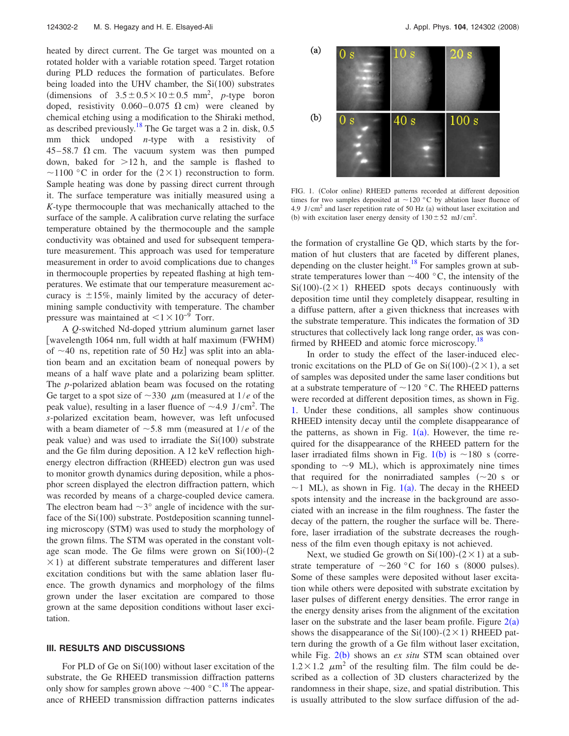heated by direct current. The Ge target was mounted on a rotated holder with a variable rotation speed. Target rotation during PLD reduces the formation of particulates. Before being loaded into the UHV chamber, the Si(100) substrates (dimensions of $3.5 \pm 0.5 \times 10 \pm 0.5$ mm$^2$, *p*-type boron doped, resistivity 0.060–0.075 Ω cm) were cleaned by chemical etching using a modification to the Shiraki method, as described previously.[18] The Ge target was a 2 in. disk, 0.5 mm thick undoped *n*-type with a resistivity of 45–58.7 Ω cm. The vacuum system was then pumped down, baked for >12 h, and the sample is flashed to ~1100 °C in order for the (2×1) reconstruction to form. Sample heating was done by passing direct current through it. The surface temperature was initially measured using a *K*-type thermocouple that was mechanically attached to the surface of the sample. A calibration curve relating the surface temperature obtained by the thermocouple and the sample conductivity was obtained and used for subsequent temperature measurement. This approach was used for temperature measurement in order to avoid complications due to changes in thermocouple properties by repeated flashing at high temperatures. We estimate that our temperature measurement accuracy is ±15%, mainly limited by the accuracy of determining sample conductivity with temperature. The chamber pressure was maintained at $<1 \times 10^{-9}$ Torr.

A *Q*-switched Nd-doped yttrium aluminum garnet laser [wavelength 1064 nm, full width at half maximum (FWHM) of ~40 ns, repetition rate of 50 Hz] was split into an ablation beam and an excitation beam of nonequal powers by means of a half wave plate and a polarizing beam splitter. The *p*-polarized ablation beam was focused on the rotating Ge target to a spot size of ~330 μm (measured at 1/*e* of the peak value), resulting in a laser fluence of ~4.9 J/cm$^2$. The *s*-polarized excitation beam, however, was left unfocused with a beam diameter of ~5.8 mm (measured at 1/*e* of the peak value) and was used to irradiate the Si(100) substrate and the Ge film during deposition. A 12 keV reflection high-energy electron diffraction (RHEED) electron gun was used to monitor growth dynamics during deposition, while a phosphor screen displayed the electron diffraction pattern, which was recorded by means of a charge-coupled device camera. The electron beam had ~3° angle of incidence with the surface of the Si(100) substrate. Postdeposition scanning tunneling microscopy (STM) was used to study the morphology of the grown films. The STM was operated in the constant voltage scan mode. The Ge films were grown on Si(100)-(2×1) at different substrate temperatures and different laser excitation conditions but with the same ablation laser fluence. The growth dynamics and morphology of the films grown under the laser excitation are compared to those grown at the same deposition conditions without laser excitation.

## III. RESULTS AND DISCUSSIONS

For PLD of Ge on Si(100) without laser excitation of the substrate, the Ge RHEED transmission diffraction patterns only show for samples grown above ~400 °C.[18] The appearance of RHEED transmission diffraction patterns indicates the formation of crystalline Ge QD, which starts by the formation of hut clusters that are faceted by different planes, depending on the cluster height.[18] For samples grown at substrate temperatures lower than ~400 °C, the intensity of the Si(100)-(2×1) RHEED spots decays continuously with deposition time until they completely disappear, resulting in a diffuse pattern, after a given thickness that increases with the substrate temperature. This indicates the formation of 3D structures that collectively lack long range order, as was confirmed by RHEED and atomic force microscopy.[18]

FIG. 1. (Color online) RHEED patterns recorded at different deposition times for two samples deposited at ~120 °C by ablation laser fluence of 4.9 J/cm$^2$ and laser repetition rate of 50 Hz (a) without laser excitation and (b) with excitation laser energy density of $130 \pm 52$ mJ/cm$^2$.

In order to study the effect of the laser-induced electronic excitations on the PLD of Ge on Si(100)-(2×1), a set of samples was deposited under the same laser conditions but at a substrate temperature of ~120 °C. The RHEED patterns were recorded at different deposition times, as shown in Fig. 1. Under these conditions, all samples show continuous RHEED intensity decay until the complete disappearance of the patterns, as shown in Fig. 1(a). However, the time required for the disappearance of the RHEED pattern for the laser irradiated films shown in Fig. 1(b) is ~180 s (corresponding to ~9 ML), which is approximately nine times that required for the nonirradiated samples (~20 s or ~1 ML), as shown in Fig. 1(a). The decay in the RHEED spots intensity and the increase in the background are associated with an increase in the film roughness. The faster the decay of the pattern, the rougher the surface will be. Therefore, laser irradiation of the substrate decreases the roughness of the film even though epitaxy is not achieved.

Next, we studied Ge growth on Si(100)-(2×1) at a substrate temperature of ~260 °C for 160 s (8000 pulses). Some of these samples were deposited without laser excitation while others were deposited with substrate excitation by laser pulses of different energy densities. The error range in the energy density arises from the alignment of the excitation laser on the substrate and the laser beam profile. Figure 2(a) shows the disappearance of the Si(100)-(2×1) RHEED pattern during the growth of a Ge film without laser excitation, while Fig. 2(b) shows an *ex situ* STM scan obtained over 1.2×1.2 μm$^2$ of the resulting film. The film could be described as a collection of 3D clusters characterized by the randomness in their shape, size, and spatial distribution. This is usually attributed to the slow surface diffusion of the ad-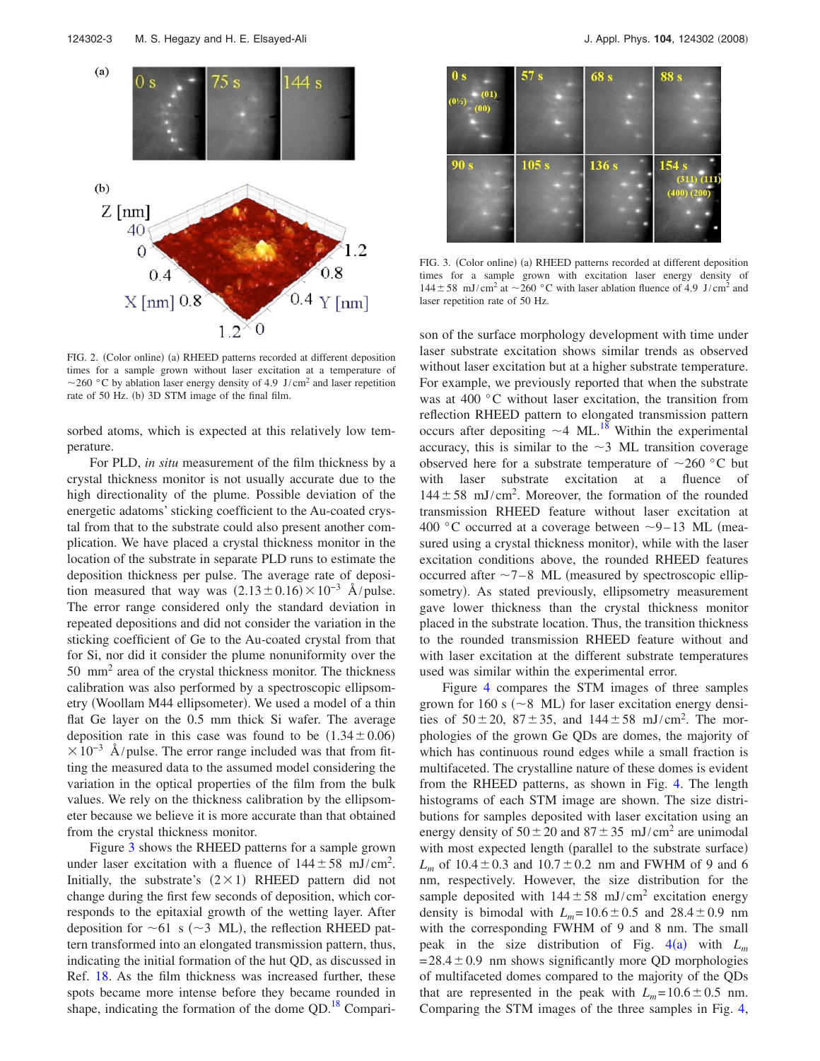FIG. 2. (Color online) (a) RHEED patterns recorded at different deposition times for a sample grown without laser excitation at a temperature of ~260 °C by ablation laser energy density of 4.9 J/cm$^2$ and laser repetition rate of 50 Hz. (b) 3D STM image of the final film.

FIG. 3. (Color online) (a) RHEED patterns recorded at different deposition times for a sample grown with excitation laser energy density of $144 \pm 58$ mJ/cm$^2$ at ~260 °C with laser ablation fluence of 4.9 J/cm$^2$ and laser repetition rate of 50 Hz.

sorbed atoms, which is expected at this relatively low temperature.

For PLD, *in situ* measurement of the film thickness by a crystal thickness monitor is not usually accurate due to the high directionality of the plume. Possible deviation of the energetic adatoms' sticking coefficient to the Au-coated crystal from that to the substrate could also present another complication. We have placed a crystal thickness monitor in the location of the substrate in separate PLD runs to estimate the deposition thickness per pulse. The average rate of deposition measured that way was $(2.13 \pm 0.16) \times 10^{-3}$ Å/pulse. The error range considered only the standard deviation in repeated depositions and did not consider the variation in the sticking coefficient of Ge to the Au-coated crystal from that for Si, nor did it consider the plume nonuniformity over the 50 mm$^2$ area of the crystal thickness monitor. The thickness calibration was also performed by a spectroscopic ellipsometry (Woollam M44 ellipsometer). We used a model of a thin flat Ge layer on the 0.5 mm thick Si wafer. The average deposition rate in this case was found to be $(1.34 \pm 0.06) \times 10^{-3}$ Å/pulse. The error range included was that from fitting the measured data to the assumed model considering the variation in the optical properties of the film from the bulk values. We rely on the thickness calibration by the ellipsometer because we believe it is more accurate than that obtained from the crystal thickness monitor.

Figure 3 shows the RHEED patterns for a sample grown under laser excitation with a fluence of $144 \pm 58$ mJ/cm$^2$. Initially, the substrate's $(2 \times 1)$ RHEED pattern did not change during the first few seconds of deposition, which corresponds to the epitaxial growth of the wetting layer. After deposition for ~61 s (~3 ML), the reflection RHEED pattern transformed into an elongated transmission pattern, thus, indicating the initial formation of the hut QD, as discussed in Ref. 18. As the film thickness was increased further, these spots became more intense before they became rounded in shape, indicating the formation of the dome QD.[18] Comparison of the surface morphology development with time under laser substrate excitation shows similar trends as observed without laser excitation but at a higher substrate temperature. For example, we previously reported that when the substrate was at 400 °C without laser excitation, the transition from reflection RHEED pattern to elongated transmission pattern occurs after depositing ~4 ML.[18] Within the experimental accuracy, this is similar to the ~3 ML transition coverage observed here for a substrate temperature of ~260 °C but with laser substrate excitation at a fluence of $144 \pm 58$ mJ/cm$^2$. Moreover, the formation of the rounded transmission RHEED feature without laser excitation at 400 °C occurred at a coverage between ~9–13 ML (measured using a crystal thickness monitor), while with the laser excitation conditions above, the rounded RHEED features occurred after ~7–8 ML (measured by spectroscopic ellipsometry). As stated previously, ellipsometry measurement gave lower thickness than the crystal thickness monitor placed in the substrate location. Thus, the transition thickness to the rounded transmission RHEED feature without and with laser excitation at the different substrate temperatures used was similar within the experimental error.

Figure 4 compares the STM images of three samples grown for 160 s (~8 ML) for laser excitation energy densities of $50 \pm 20$, $87 \pm 35$, and $144 \pm 58$ mJ/cm$^2$. The morphologies of the grown Ge QDs are domes, the majority of which has continuous round edges while a small fraction is multifaceted. The crystalline nature of these domes is evident from the RHEED patterns, as shown in Fig. 4. The length histograms of each STM image are shown. The size distributions for samples deposited with laser excitation using an energy density of $50 \pm 20$ and $87 \pm 35$ mJ/cm$^2$ are unimodal with most expected length (parallel to the substrate surface) $L_m$ of $10.4 \pm 0.3$ and $10.7 \pm 0.2$ nm and FWHM of 9 and 6 nm, respectively. However, the size distribution for the sample deposited with $144 \pm 58$ mJ/cm$^2$ excitation energy density is bimodal with $L_m = 10.6 \pm 0.5$ and $28.4 \pm 0.9$ nm with the corresponding FWHM of 9 and 8 nm. The small peak in the size distribution of Fig. 4(a) with $L_m = 28.4 \pm 0.9$ nm shows significantly more QD morphologies of multifaceted domes compared to the majority of the QDs that are represented in the peak with $L_m = 10.6 \pm 0.5$ nm. Comparing the STM images of the three samples in Fig. 4,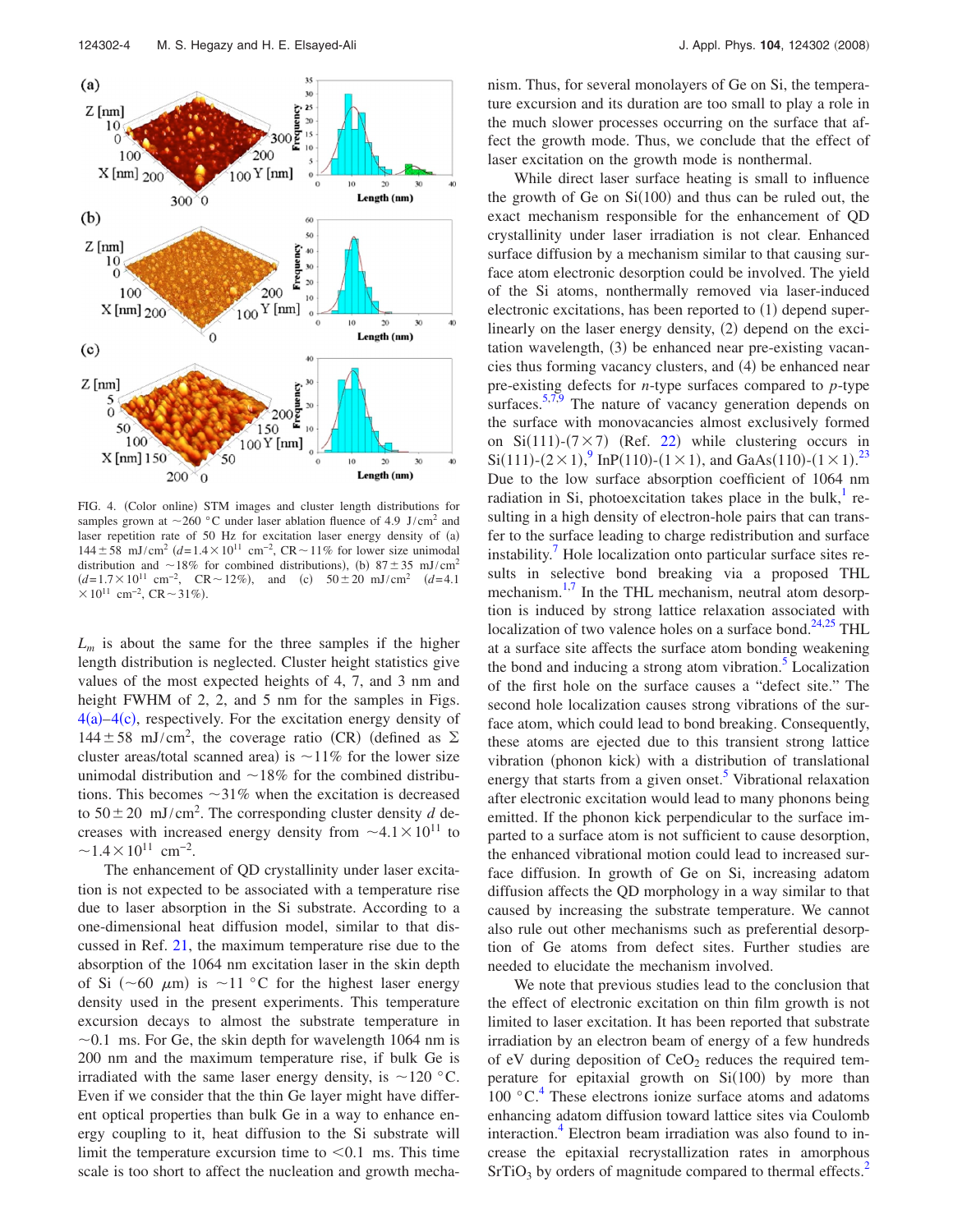FIG. 4. (Color online) STM images and cluster length distributions for samples grown at ~260 °C under laser ablation fluence of 4.9 J/cm$^2$ and laser repetition rate of 50 Hz for excitation laser energy density of (a) $144\pm58$ mJ/cm$^2$ ($d=1.4\times10^{11}$ cm$^{-2}$, CR ~ 11% for lower size unimodal distribution and ~18% for combined distributions), (b) $87\pm35$ mJ/cm$^2$ ($d=1.7\times10^{11}$ cm$^{-2}$, CR ~ 12%), and (c) $50\pm20$ mJ/cm$^2$ ($d=4.1\times10^{11}$ cm$^{-2}$, CR ~ 31%).

$L_m$ is about the same for the three samples if the higher length distribution is neglected. Cluster height statistics give values of the most expected heights of 4, 7, and 3 nm and height FWHM of 2, 2, and 5 nm for the samples in Figs. 4(a)–4(c), respectively. For the excitation energy density of $144\pm58$ mJ/cm$^2$, the coverage ratio (CR) (defined as Σ cluster areas/total scanned area) is ~11% for the lower size unimodal distribution and ~18% for the combined distributions. This becomes ~31% when the excitation is decreased to $50\pm20$ mJ/cm$^2$. The corresponding cluster density $d$ decreases with increased energy density from ~$4.1\times10^{11}$ to ~$1.4\times10^{11}$ cm$^{-2}$.

The enhancement of QD crystallinity under laser excitation is not expected to be associated with a temperature rise due to laser absorption in the Si substrate. According to a one-dimensional heat diffusion model, similar to that discussed in Ref. 21, the maximum temperature rise due to the absorption of the 1064 nm excitation laser in the skin depth of Si (~60 μm) is ~11 °C for the highest laser energy density used in the present experiments. This temperature excursion decays to almost the substrate temperature in ~0.1 ms. For Ge, the skin depth for wavelength 1064 nm is 200 nm and the maximum temperature rise, if bulk Ge is irradiated with the same laser energy density, is ~120 °C. Even if we consider that the thin Ge layer might have different optical properties than bulk Ge in a way to enhance energy coupling to it, heat diffusion to the Si substrate will limit the temperature excursion time to <0.1 ms. This time scale is too short to affect the nucleation and growth mechanism. Thus, for several monolayers of Ge on Si, the temperature excursion and its duration are too small to play a role in the much slower processes occurring on the surface that affect the growth mode. Thus, we conclude that the effect of laser excitation on the growth mode is nonthermal.

While direct laser surface heating is small to influence the growth of Ge on Si(100) and thus can be ruled out, the exact mechanism responsible for the enhancement of QD crystallinity under laser irradiation is not clear. Enhanced surface diffusion by a mechanism similar to that causing surface atom electronic desorption could be involved. The yield of the Si atoms, nonthermally removed via laser-induced electronic excitations, has been reported to (1) depend superlinearly on the laser energy density, (2) depend on the excitation wavelength, (3) be enhanced near pre-existing vacancies thus forming vacancy clusters, and (4) be enhanced near pre-existing defects for *n*-type surfaces compared to *p*-type surfaces.[5,7,9] The nature of vacancy generation depends on the surface with monovacancies almost exclusively formed on Si(111)-(7×7) (Ref. 22) while clustering occurs in Si(111)-(2×1),[9] InP(110)-(1×1), and GaAs(110)-(1×1).[23] Due to the low surface absorption coefficient of 1064 nm radiation in Si, photoexcitation takes place in the bulk,[1] resulting in a high density of electron-hole pairs that can transfer to the surface leading to charge redistribution and surface instability.[7] Hole localization onto particular surface sites results in selective bond breaking via a proposed THL mechanism.[1,7] In the THL mechanism, neutral atom desorption is induced by strong lattice relaxation associated with localization of two valence holes on a surface bond.[24,25] THL at a surface site affects the surface atom bonding weakening the bond and inducing a strong atom vibration.[5] Localization of the first hole on the surface causes a "defect site." The second hole localization causes strong vibrations of the surface atom, which could lead to bond breaking. Consequently, these atoms are ejected due to this transient strong lattice vibration (phonon kick) with a distribution of translational energy that starts from a given onset.[5] Vibrational relaxation after electronic excitation would lead to many phonons being emitted. If the phonon kick perpendicular to the surface imparted to a surface atom is not sufficient to cause desorption, the enhanced vibrational motion could lead to increased surface diffusion. In growth of Ge on Si, increasing adatom diffusion affects the QD morphology in a way similar to that caused by increasing the substrate temperature. We cannot also rule out other mechanisms such as preferential desorption of Ge atoms from defect sites. Further studies are needed to elucidate the mechanism involved.

We note that previous studies lead to the conclusion that the effect of electronic excitation on thin film growth is not limited to laser excitation. It has been reported that substrate irradiation by an electron beam of energy of a few hundreds of eV during deposition of $CeO_2$ reduces the required temperature for epitaxial growth on Si(100) by more than 100 °C.[4] These electrons ionize surface atoms and adatoms enhancing adatom diffusion toward lattice sites via Coulomb interaction.[4] Electron beam irradiation was also found to increase the epitaxial recrystallization rates in amorphous $SrTiO_3$ by orders of magnitude compared to thermal effects.[2]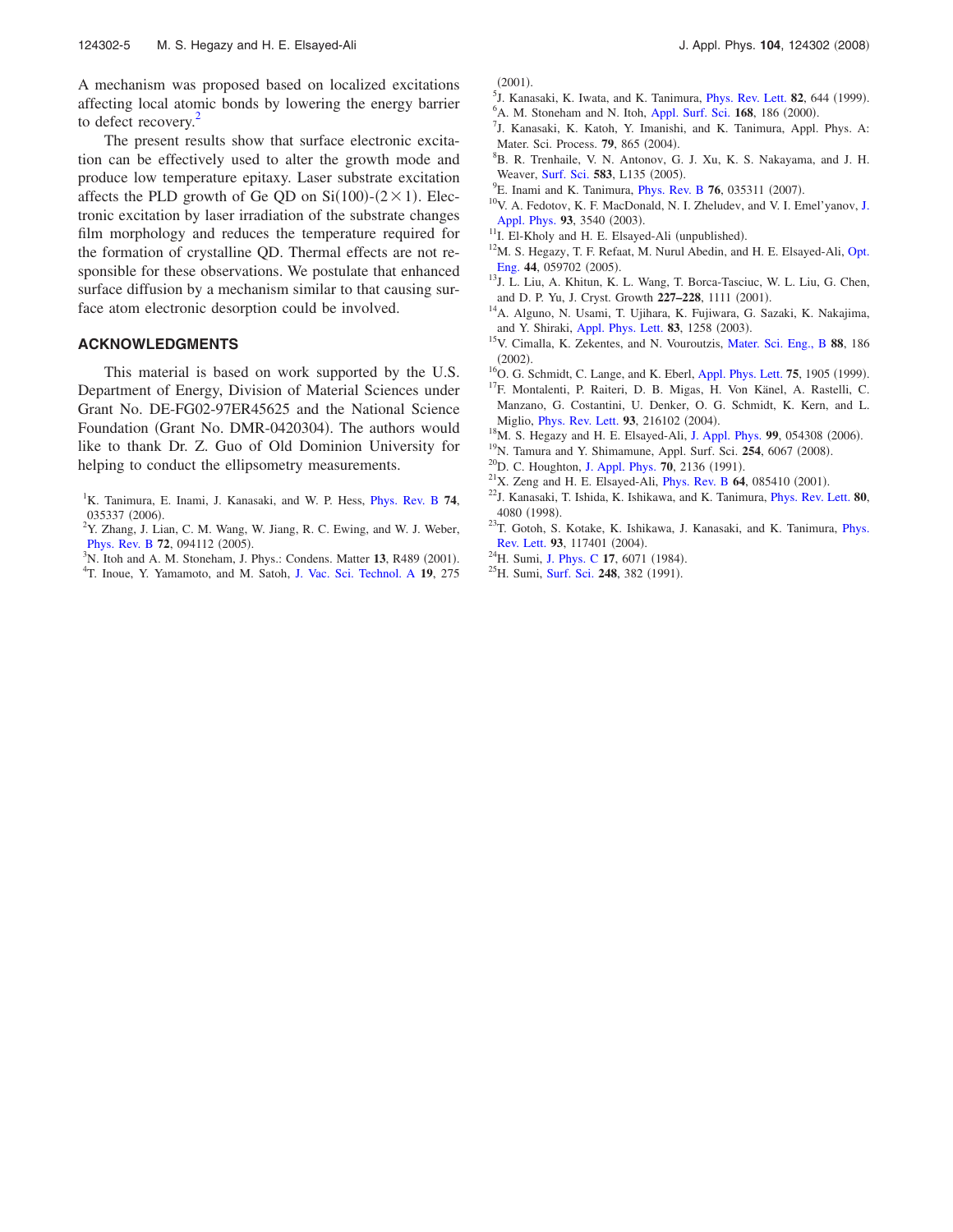A mechanism was proposed based on localized excitations affecting local atomic bonds by lowering the energy barrier to defect recovery.[2]

The present results show that surface electronic excitation can be effectively used to alter the growth mode and produce low temperature epitaxy. Laser substrate excitation affects the PLD growth of Ge QD on Si(100)-(2×1). Electronic excitation by laser irradiation of the substrate changes film morphology and reduces the temperature required for the formation of crystalline QD. Thermal effects are not responsible for these observations. We postulate that enhanced surface diffusion by a mechanism similar to that causing surface atom electronic desorption could be involved.

## ACKNOWLEDGMENTS

This material is based on work supported by the U.S. Department of Energy, Division of Material Sciences under Grant No. DE-FG02-97ER45625 and the National Science Foundation (Grant No. DMR-0420304). The authors would like to thank Dr. Z. Guo of Old Dominion University for helping to conduct the ellipsometry measurements.

[1] K. Tanimura, E. Inami, J. Kanasaki, and W. P. Hess, Phys. Rev. B **74**, 035337 (2006).
[2] Y. Zhang, J. Lian, C. M. Wang, W. Jiang, R. C. Ewing, and W. J. Weber, Phys. Rev. B **72**, 094112 (2005).
[3] N. Itoh and A. M. Stoneham, J. Phys.: Condens. Matter **13**, R489 (2001).
[4] T. Inoue, Y. Yamamoto, and M. Satoh, J. Vac. Sci. Technol. A **19**, 275 (2001).
[5] J. Kanasaki, K. Iwata, and K. Tanimura, Phys. Rev. Lett. **82**, 644 (1999).
[6] A. M. Stoneham and N. Itoh, Appl. Surf. Sci. **168**, 186 (2000).
[7] J. Kanasaki, K. Katoh, Y. Imanishi, and K. Tanimura, Appl. Phys. A: Mater. Sci. Process. **79**, 865 (2004).
[8] B. R. Trenhaile, V. N. Antonov, G. J. Xu, K. S. Nakayama, and J. H. Weaver, Surf. Sci. **583**, L135 (2005).
[9] E. Inami and K. Tanimura, Phys. Rev. B **76**, 035311 (2007).
[10] V. A. Fedotov, K. F. MacDonald, N. I. Zheludev, and V. I. Emel'yanov, J. Appl. Phys. **93**, 3540 (2003).
[11] I. El-Kholy and H. E. Elsayed-Ali (unpublished).
[12] M. S. Hegazy, T. F. Refaat, M. Nurul Abedin, and H. E. Elsayed-Ali, Opt. Eng. **44**, 059702 (2005).
[13] J. L. Liu, A. Khitun, K. L. Wang, T. Borca-Tasciuc, W. L. Liu, G. Chen, and D. P. Yu, J. Cryst. Growth **227–228**, 1111 (2001).
[14] A. Alguno, N. Usami, T. Ujihara, K. Fujiwara, G. Sazaki, K. Nakajima, and Y. Shiraki, Appl. Phys. Lett. **83**, 1258 (2003).
[15] V. Cimalla, K. Zekentes, and N. Vouroutzis, Mater. Sci. Eng., B **88**, 186 (2002).
[16] O. G. Schmidt, C. Lange, and K. Eberl, Appl. Phys. Lett. **75**, 1905 (1999).
[17] F. Montalenti, P. Raiteri, D. B. Migas, H. Von Känel, A. Rastelli, C. Manzano, G. Costantini, U. Denker, O. G. Schmidt, K. Kern, and L. Miglio, Phys. Rev. Lett. **93**, 216102 (2004).
[18] M. S. Hegazy and H. E. Elsayed-Ali, J. Appl. Phys. **99**, 054308 (2006).
[19] N. Tamura and Y. Shimamune, Appl. Surf. Sci. **254**, 6067 (2008).
[20] D. C. Houghton, J. Appl. Phys. **70**, 2136 (1991).
[21] X. Zeng and H. E. Elsayed-Ali, Phys. Rev. B **64**, 085410 (2001).
[22] J. Kanasaki, T. Ishida, K. Ishikawa, and K. Tanimura, Phys. Rev. Lett. **80**, 4080 (1998).
[23] T. Gotoh, S. Kotake, K. Ishikawa, J. Kanasaki, and K. Tanimura, Phys. Rev. Lett. **93**, 117401 (2004).
[24] H. Sumi, J. Phys. C **17**, 6071 (1984).
[25] H. Sumi, Surf. Sci. **248**, 382 (1991).